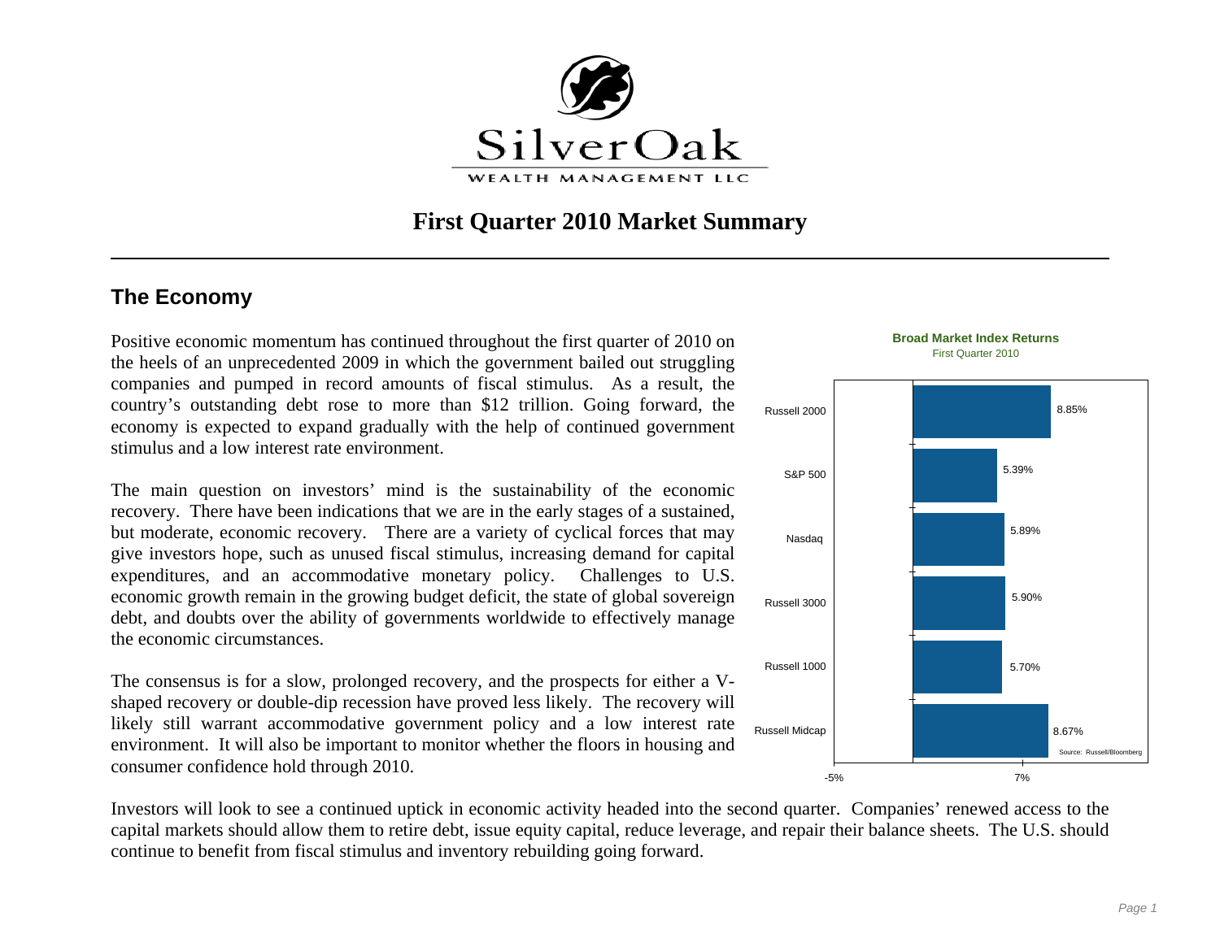SilverOak

WEALTH MANAGEMENT LLC

# First Quarter 2010 Market Summary

## The Economy

Positive economic momentum has continued throughout the first quarter of 2010 on the heels of an unprecedented 2009 in which the government bailed out struggling companies and pumped in record amounts of fiscal stimulus. As a result, the country's outstanding debt rose to more than $12 trillion. Going forward, the economy is expected to expand gradually with the help of continued government stimulus and a low interest rate environment.

The main question on investors' mind is the sustainability of the economic recovery. There have been indications that we are in the early stages of a sustained, but moderate, economic recovery. There are a variety of cyclical forces that may give investors hope, such as unused fiscal stimulus, increasing demand for capital expenditures, and an accommodative monetary policy. Challenges to U.S. economic growth remain in the growing budget deficit, the state of global sovereign debt, and doubts over the ability of governments worldwide to effectively manage the economic circumstances.

The consensus is for a slow, prolonged recovery, and the prospects for either a V-shaped recovery or double-dip recession have proved less likely. The recovery will likely still warrant accommodative government policy and a low interest rate environment. It will also be important to monitor whether the floors in housing and consumer confidence hold through 2010.

**Broad Market Index Returns**
First Quarter 2010

Russell 2000 8.85%
S&P 500 5.39%
Nasdaq 5.89%
Russell 3000 5.90%
Russell 1000 5.70%
Russell Midcap 8.67%

-5% 7%

Source: Russell/Bloomberg

Investors will look to see a continued uptick in economic activity headed into the second quarter. Companies' renewed access to the capital markets should allow them to retire debt, issue equity capital, reduce leverage, and repair their balance sheets. The U.S. should continue to benefit from fiscal stimulus and inventory rebuilding going forward.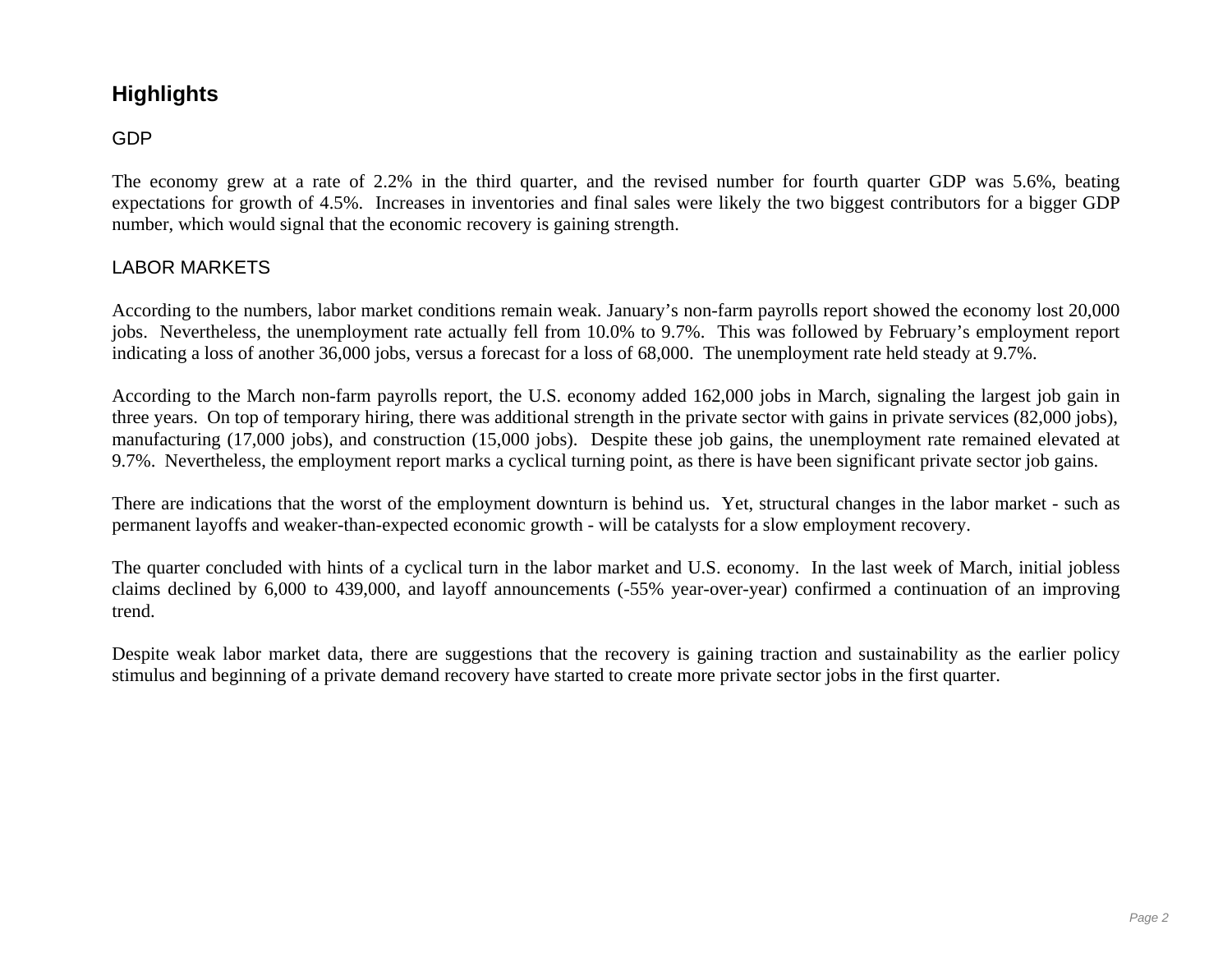## Highlights

### GDP

The economy grew at a rate of 2.2% in the third quarter, and the revised number for fourth quarter GDP was 5.6%, beating expectations for growth of 4.5%. Increases in inventories and final sales were likely the two biggest contributors for a bigger GDP number, which would signal that the economic recovery is gaining strength.

### LABOR MARKETS

According to the numbers, labor market conditions remain weak. January's non-farm payrolls report showed the economy lost 20,000 jobs. Nevertheless, the unemployment rate actually fell from 10.0% to 9.7%. This was followed by February's employment report indicating a loss of another 36,000 jobs, versus a forecast for a loss of 68,000. The unemployment rate held steady at 9.7%.

According to the March non-farm payrolls report, the U.S. economy added 162,000 jobs in March, signaling the largest job gain in three years. On top of temporary hiring, there was additional strength in the private sector with gains in private services (82,000 jobs), manufacturing (17,000 jobs), and construction (15,000 jobs). Despite these job gains, the unemployment rate remained elevated at 9.7%. Nevertheless, the employment report marks a cyclical turning point, as there is have been significant private sector job gains.

There are indications that the worst of the employment downturn is behind us. Yet, structural changes in the labor market - such as permanent layoffs and weaker-than-expected economic growth - will be catalysts for a slow employment recovery.

The quarter concluded with hints of a cyclical turn in the labor market and U.S. economy. In the last week of March, initial jobless claims declined by 6,000 to 439,000, and layoff announcements (-55% year-over-year) confirmed a continuation of an improving trend.

Despite weak labor market data, there are suggestions that the recovery is gaining traction and sustainability as the earlier policy stimulus and beginning of a private demand recovery have started to create more private sector jobs in the first quarter.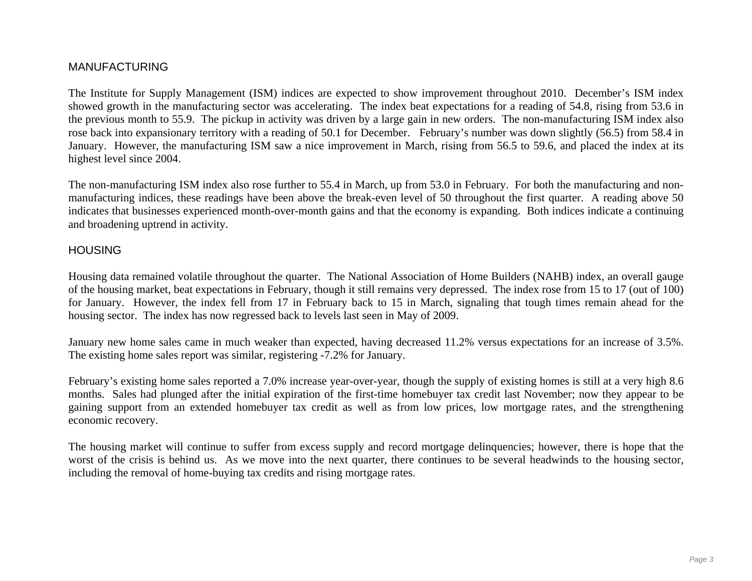## MANUFACTURING

The Institute for Supply Management (ISM) indices are expected to show improvement throughout 2010. December's ISM index showed growth in the manufacturing sector was accelerating. The index beat expectations for a reading of 54.8, rising from 53.6 in the previous month to 55.9. The pickup in activity was driven by a large gain in new orders. The non-manufacturing ISM index also rose back into expansionary territory with a reading of 50.1 for December. February's number was down slightly (56.5) from 58.4 in January. However, the manufacturing ISM saw a nice improvement in March, rising from 56.5 to 59.6, and placed the index at its highest level since 2004.

The non-manufacturing ISM index also rose further to 55.4 in March, up from 53.0 in February. For both the manufacturing and non-manufacturing indices, these readings have been above the break-even level of 50 throughout the first quarter. A reading above 50 indicates that businesses experienced month-over-month gains and that the economy is expanding. Both indices indicate a continuing and broadening uptrend in activity.

## HOUSING

Housing data remained volatile throughout the quarter. The National Association of Home Builders (NAHB) index, an overall gauge of the housing market, beat expectations in February, though it still remains very depressed. The index rose from 15 to 17 (out of 100) for January. However, the index fell from 17 in February back to 15 in March, signaling that tough times remain ahead for the housing sector. The index has now regressed back to levels last seen in May of 2009.

January new home sales came in much weaker than expected, having decreased 11.2% versus expectations for an increase of 3.5%. The existing home sales report was similar, registering -7.2% for January.

February's existing home sales reported a 7.0% increase year-over-year, though the supply of existing homes is still at a very high 8.6 months. Sales had plunged after the initial expiration of the first-time homebuyer tax credit last November; now they appear to be gaining support from an extended homebuyer tax credit as well as from low prices, low mortgage rates, and the strengthening economic recovery.

The housing market will continue to suffer from excess supply and record mortgage delinquencies; however, there is hope that the worst of the crisis is behind us. As we move into the next quarter, there continues to be several headwinds to the housing sector, including the removal of home-buying tax credits and rising mortgage rates.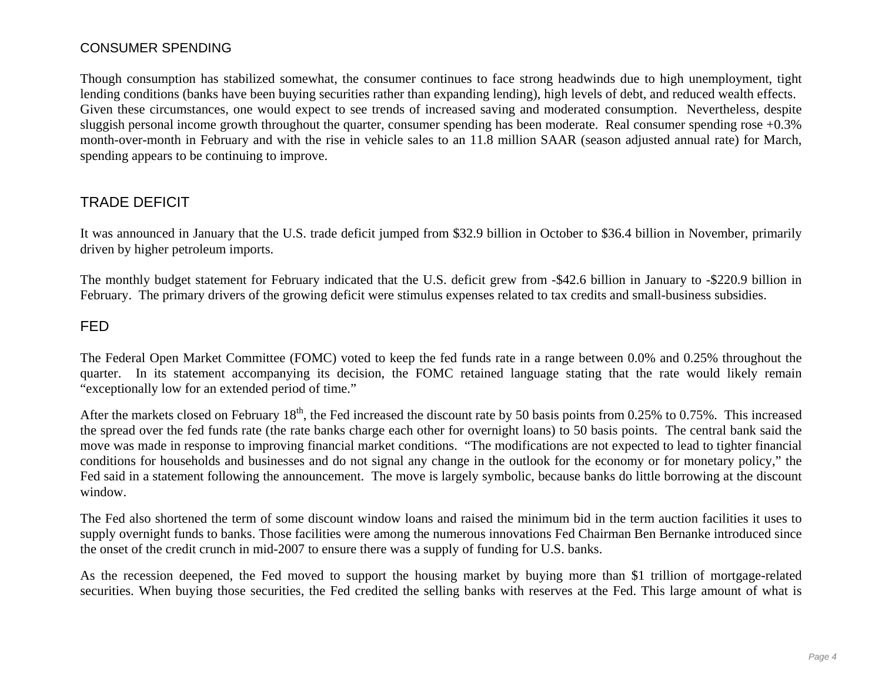## CONSUMER SPENDING

Though consumption has stabilized somewhat, the consumer continues to face strong headwinds due to high unemployment, tight lending conditions (banks have been buying securities rather than expanding lending), high levels of debt, and reduced wealth effects. Given these circumstances, one would expect to see trends of increased saving and moderated consumption. Nevertheless, despite sluggish personal income growth throughout the quarter, consumer spending has been moderate. Real consumer spending rose +0.3% month-over-month in February and with the rise in vehicle sales to an 11.8 million SAAR (season adjusted annual rate) for March, spending appears to be continuing to improve.

## TRADE DEFICIT

It was announced in January that the U.S. trade deficit jumped from $32.9 billion in October to $36.4 billion in November, primarily driven by higher petroleum imports.

The monthly budget statement for February indicated that the U.S. deficit grew from -$42.6 billion in January to -$220.9 billion in February. The primary drivers of the growing deficit were stimulus expenses related to tax credits and small-business subsidies.

## FED

The Federal Open Market Committee (FOMC) voted to keep the fed funds rate in a range between 0.0% and 0.25% throughout the quarter. In its statement accompanying its decision, the FOMC retained language stating that the rate would likely remain "exceptionally low for an extended period of time."

After the markets closed on February 18th, the Fed increased the discount rate by 50 basis points from 0.25% to 0.75%. This increased the spread over the fed funds rate (the rate banks charge each other for overnight loans) to 50 basis points. The central bank said the move was made in response to improving financial market conditions. "The modifications are not expected to lead to tighter financial conditions for households and businesses and do not signal any change in the outlook for the economy or for monetary policy," the Fed said in a statement following the announcement. The move is largely symbolic, because banks do little borrowing at the discount window.

The Fed also shortened the term of some discount window loans and raised the minimum bid in the term auction facilities it uses to supply overnight funds to banks. Those facilities were among the numerous innovations Fed Chairman Ben Bernanke introduced since the onset of the credit crunch in mid-2007 to ensure there was a supply of funding for U.S. banks.

As the recession deepened, the Fed moved to support the housing market by buying more than $1 trillion of mortgage-related securities. When buying those securities, the Fed credited the selling banks with reserves at the Fed. This large amount of what is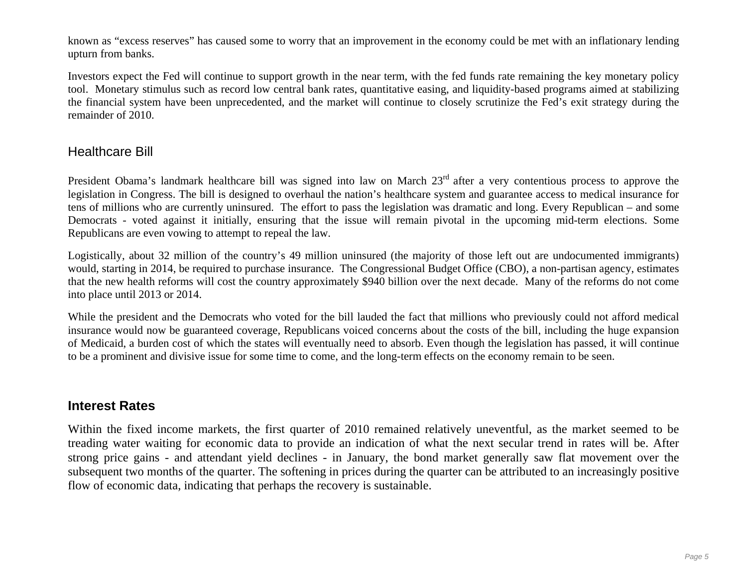known as “excess reserves” has caused some to worry that an improvement in the economy could be met with an inflationary lending upturn from banks.

Investors expect the Fed will continue to support growth in the near term, with the fed funds rate remaining the key monetary policy tool. Monetary stimulus such as record low central bank rates, quantitative easing, and liquidity-based programs aimed at stabilizing the financial system have been unprecedented, and the market will continue to closely scrutinize the Fed’s exit strategy during the remainder of 2010.

## Healthcare Bill

President Obama’s landmark healthcare bill was signed into law on March 23rd after a very contentious process to approve the legislation in Congress. The bill is designed to overhaul the nation’s healthcare system and guarantee access to medical insurance for tens of millions who are currently uninsured. The effort to pass the legislation was dramatic and long. Every Republican – and some Democrats - voted against it initially, ensuring that the issue will remain pivotal in the upcoming mid-term elections. Some Republicans are even vowing to attempt to repeal the law.

Logistically, about 32 million of the country’s 49 million uninsured (the majority of those left out are undocumented immigrants) would, starting in 2014, be required to purchase insurance. The Congressional Budget Office (CBO), a non-partisan agency, estimates that the new health reforms will cost the country approximately $940 billion over the next decade. Many of the reforms do not come into place until 2013 or 2014.

While the president and the Democrats who voted for the bill lauded the fact that millions who previously could not afford medical insurance would now be guaranteed coverage, Republicans voiced concerns about the costs of the bill, including the huge expansion of Medicaid, a burden cost of which the states will eventually need to absorb. Even though the legislation has passed, it will continue to be a prominent and divisive issue for some time to come, and the long-term effects on the economy remain to be seen.

## Interest Rates

Within the fixed income markets, the first quarter of 2010 remained relatively uneventful, as the market seemed to be treading water waiting for economic data to provide an indication of what the next secular trend in rates will be. After strong price gains - and attendant yield declines - in January, the bond market generally saw flat movement over the subsequent two months of the quarter. The softening in prices during the quarter can be attributed to an increasingly positive flow of economic data, indicating that perhaps the recovery is sustainable.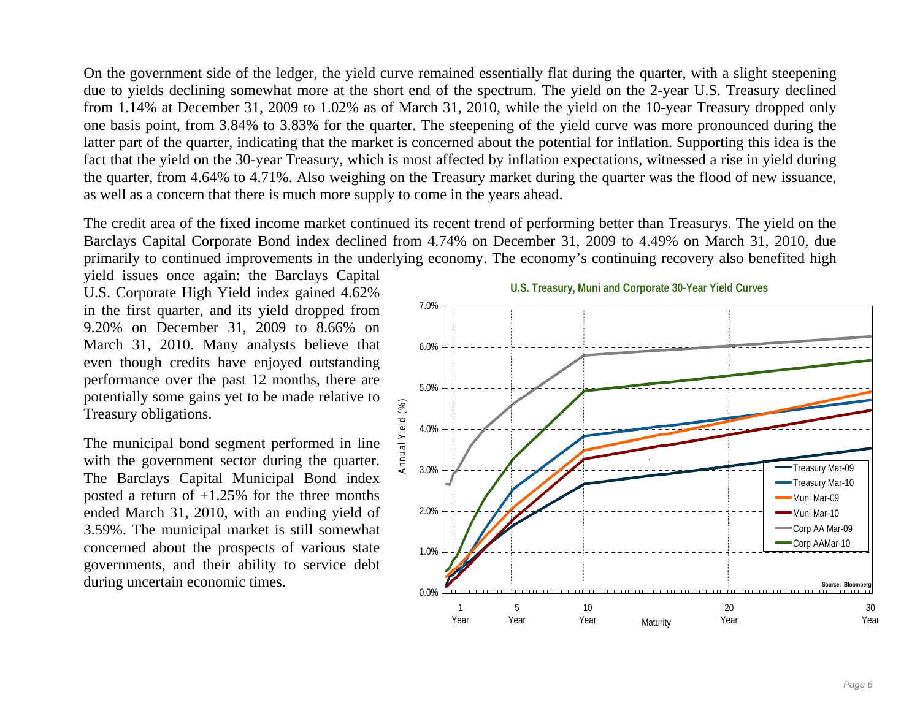On the government side of the ledger, the yield curve remained essentially flat during the quarter, with a slight steepening due to yields declining somewhat more at the short end of the spectrum. The yield on the 2-year U.S. Treasury declined from 1.14% at December 31, 2009 to 1.02% as of March 31, 2010, while the yield on the 10-year Treasury dropped only one basis point, from 3.84% to 3.83% for the quarter. The steepening of the yield curve was more pronounced during the latter part of the quarter, indicating that the market is concerned about the potential for inflation. Supporting this idea is the fact that the yield on the 30-year Treasury, which is most affected by inflation expectations, witnessed a rise in yield during the quarter, from 4.64% to 4.71%. Also weighing on the Treasury market during the quarter was the flood of new issuance, as well as a concern that there is much more supply to come in the years ahead.

The credit area of the fixed income market continued its recent trend of performing better than Treasurys. The yield on the Barclays Capital Corporate Bond index declined from 4.74% on December 31, 2009 to 4.49% on March 31, 2010, due primarily to continued improvements in the underlying economy. The economy's continuing recovery also benefited high yield issues once again: the Barclays Capital U.S. Corporate High Yield index gained 4.62% in the first quarter, and its yield dropped from 9.20% on December 31, 2009 to 8.66% on March 31, 2010. Many analysts believe that even though credits have enjoyed outstanding performance over the past 12 months, there are potentially some gains yet to be made relative to Treasury obligations.

The municipal bond segment performed in line with the government sector during the quarter. The Barclays Capital Municipal Bond index posted a return of +1.25% for the three months ended March 31, 2010, with an ending yield of 3.59%. The municipal market is still somewhat concerned about the prospects of various state governments, and their ability to service debt during uncertain economic times.

**U.S. Treasury, Muni and Corporate 30-Year Yield Curves**

Annual Yield (%)

7.0%
6.0%
5.0%
4.0%
3.0%
2.0%
1.0%
0.0%

1 Year
5 Year
10 Year
20 Year
30 Year

Maturity

Treasury Mar-09
Treasury Mar-10
Muni Mar-09
Muni Mar-10
Corp AA Mar-09
Corp AAMar-10

Source: Bloomberg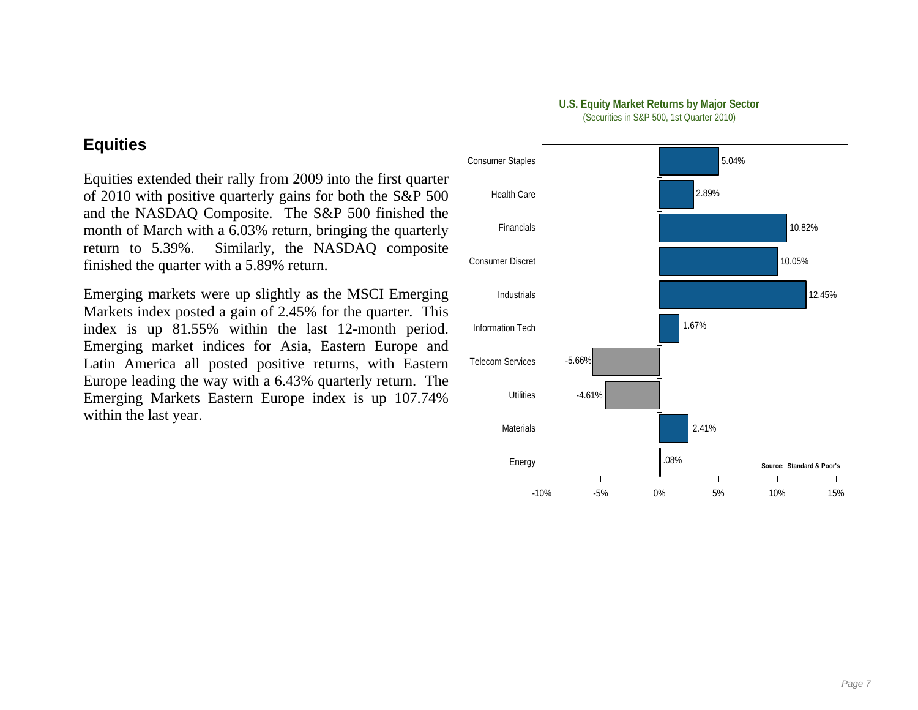## Equities

Equities extended their rally from 2009 into the first quarter of 2010 with positive quarterly gains for both the S&P 500 and the NASDAQ Composite. The S&P 500 finished the month of March with a 6.03% return, bringing the quarterly return to 5.39%. Similarly, the NASDAQ composite finished the quarter with a 5.89% return.

Emerging markets were up slightly as the MSCI Emerging Markets index posted a gain of 2.45% for the quarter. This index is up 81.55% within the last 12-month period. Emerging market indices for Asia, Eastern Europe and Latin America all posted positive returns, with Eastern Europe leading the way with a 6.43% quarterly return. The Emerging Markets Eastern Europe index is up 107.74% within the last year.

**U.S. Equity Market Returns by Major Sector**
(Securities in S&P 500, 1st Quarter 2010)

Consumer Staples 5.04%
Health Care 2.89%
Financials 10.82%
Consumer Discret 10.05%
Industrials 12.45%
Information Tech 1.67%
Telecom Services -5.66%
Utilities -4.61%
Materials 2.41%
Energy .08%

-10% -5% 0% 5% 10% 15%

Source: Standard & Poor's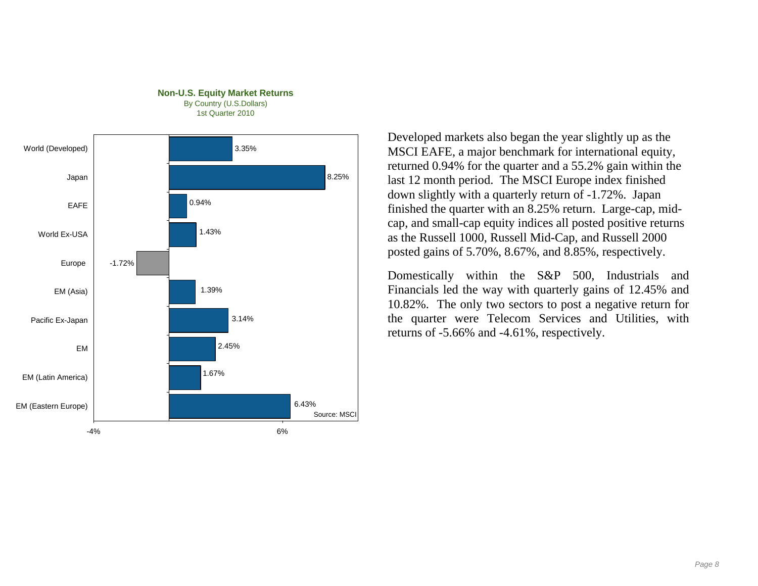**Non-U.S. Equity Market Returns**
By Country (U.S.Dollars)
1st Quarter 2010

World (Developed) 3.35%
Japan 8.25%
EAFE 0.94%
World Ex-USA 1.43%
Europe -1.72%
EM (Asia) 1.39%
Pacific Ex-Japan 3.14%
EM 2.45%
EM (Latin America) 1.67%
EM (Eastern Europe) 6.43%

Source: MSCI

-4%
6%

Developed markets also began the year slightly up as the MSCI EAFE, a major benchmark for international equity, returned 0.94% for the quarter and a 55.2% gain within the last 12 month period. The MSCI Europe index finished down slightly with a quarterly return of -1.72%. Japan finished the quarter with an 8.25% return. Large-cap, mid-cap, and small-cap equity indices all posted positive returns as the Russell 1000, Russell Mid-Cap, and Russell 2000 posted gains of 5.70%, 8.67%, and 8.85%, respectively.

Domestically within the S&P 500, Industrials and Financials led the way with quarterly gains of 12.45% and 10.82%. The only two sectors to post a negative return for the quarter were Telecom Services and Utilities, with returns of -5.66% and -4.61%, respectively.